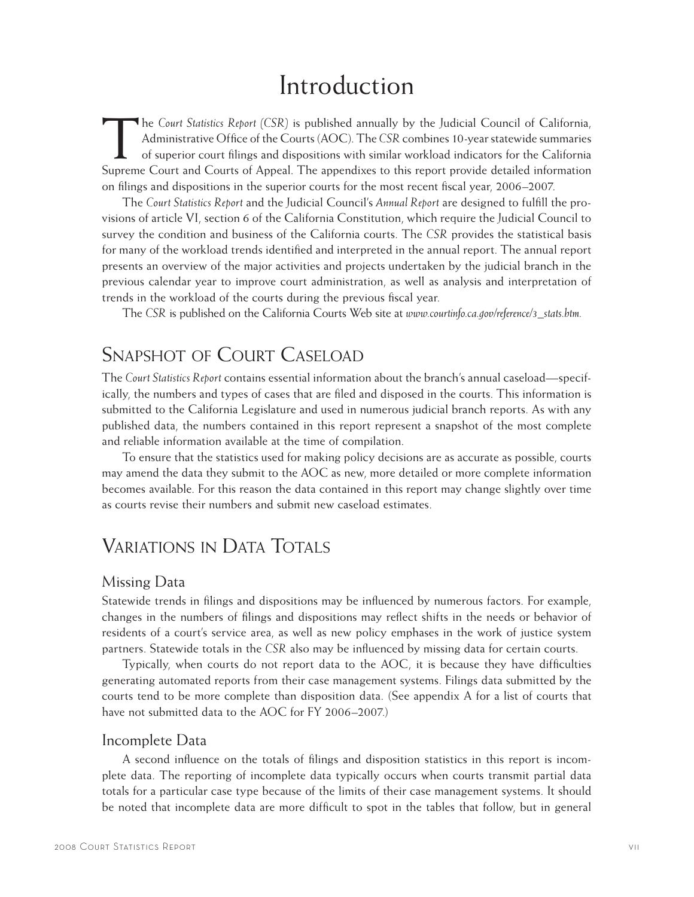# Introduction

The *Court Statistics Report (CSR)* is published annually by the Judicial Council of California, Administrative Office of the Courts (AOC). The *CSR* combines 10-year statewide summaries of superior court filings and dispositions with similar workload indicators for the California Supreme Court and Courts of Appeal. The appendixes to this report provide detailed information on filings and dispositions in the superior courts for the most recent fiscal year, 2006–2007.

The *Court Statistics Report* and the Judicial Council's *Annual Report* are designed to fulfill the provisions of article VI, section 6 of the California Constitution, which require the Judicial Council to survey the condition and business of the California courts. The *CSR* provides the statistical basis for many of the workload trends identified and interpreted in the annual report. The annual report presents an overview of the major activities and projects undertaken by the judicial branch in the previous calendar year to improve court administration, as well as analysis and interpretation of trends in the workload of the courts during the previous fiscal year.

The *CSR* is published on the California Courts Web site at *www.courtinfo.ca.gov/reference/3_stats.htm.*

## Snapshot of Court Caseload

The *Court Statistics Report* contains essential information about the branch's annual caseload—specifically, the numbers and types of cases that are filed and disposed in the courts. This information is submitted to the California Legislature and used in numerous judicial branch reports. As with any published data, the numbers contained in this report represent a snapshot of the most complete and reliable information available at the time of compilation.

To ensure that the statistics used for making policy decisions are as accurate as possible, courts may amend the data they submit to the AOC as new, more detailed or more complete information becomes available. For this reason the data contained in this report may change slightly over time as courts revise their numbers and submit new caseload estimates.

## Variations in Data Totals

### Missing Data

Statewide trends in filings and dispositions may be influenced by numerous factors. For example, changes in the numbers of filings and dispositions may reflect shifts in the needs or behavior of residents of a court's service area, as well as new policy emphases in the work of justice system partners. Statewide totals in the *CSR* also may be influenced by missing data for certain courts.

Typically, when courts do not report data to the AOC, it is because they have difficulties generating automated reports from their case management systems. Filings data submitted by the courts tend to be more complete than disposition data. (See appendix A for a list of courts that have not submitted data to the AOC for FY 2006–2007.)

### Incomplete Data

A second influence on the totals of filings and disposition statistics in this report is incomplete data. The reporting of incomplete data typically occurs when courts transmit partial data totals for a particular case type because of the limits of their case management systems. It should be noted that incomplete data are more difficult to spot in the tables that follow, but in general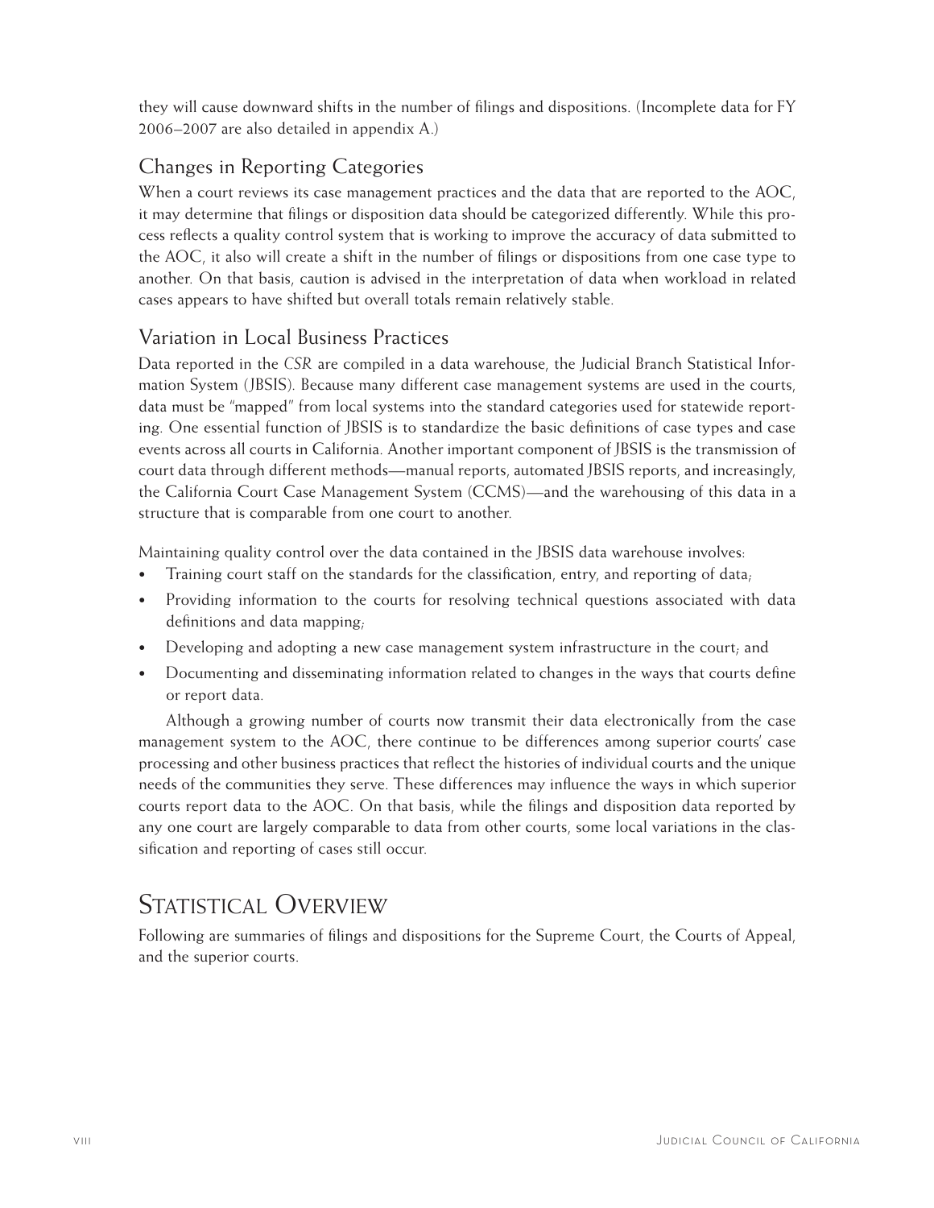they will cause downward shifts in the number of filings and dispositions. (Incomplete data for FY 2006–2007 are also detailed in appendix A.)

## Changes in Reporting Categories

When a court reviews its case management practices and the data that are reported to the AOC, it may determine that filings or disposition data should be categorized differently. While this process reflects a quality control system that is working to improve the accuracy of data submitted to the AOC, it also will create a shift in the number of filings or dispositions from one case type to another. On that basis, caution is advised in the interpretation of data when workload in related cases appears to have shifted but overall totals remain relatively stable.

## Variation in Local Business Practices

Data reported in the *CSR* are compiled in a data warehouse, the Judicial Branch Statistical Information System (JBSIS). Because many different case management systems are used in the courts, data must be "mapped" from local systems into the standard categories used for statewide reporting. One essential function of JBSIS is to standardize the basic definitions of case types and case events across all courts in California. Another important component of JBSIS is the transmission of court data through different methods—manual reports, automated JBSIS reports, and increasingly, the California Court Case Management System (CCMS)—and the warehousing of this data in a structure that is comparable from one court to another.

Maintaining quality control over the data contained in the JBSIS data warehouse involves:

- Training court staff on the standards for the classification, entry, and reporting of data;
- Providing information to the courts for resolving technical questions associated with data definitions and data mapping;
- Developing and adopting a new case management system infrastructure in the court; and
- Documenting and disseminating information related to changes in the ways that courts define or report data.

Although a growing number of courts now transmit their data electronically from the case management system to the AOC, there continue to be differences among superior courts' case processing and other business practices that reflect the histories of individual courts and the unique needs of the communities they serve. These differences may influence the ways in which superior courts report data to the AOC. On that basis, while the filings and disposition data reported by any one court are largely comparable to data from other courts, some local variations in the classification and reporting of cases still occur.

# Statistical Overview

Following are summaries of filings and dispositions for the Supreme Court, the Courts of Appeal, and the superior courts.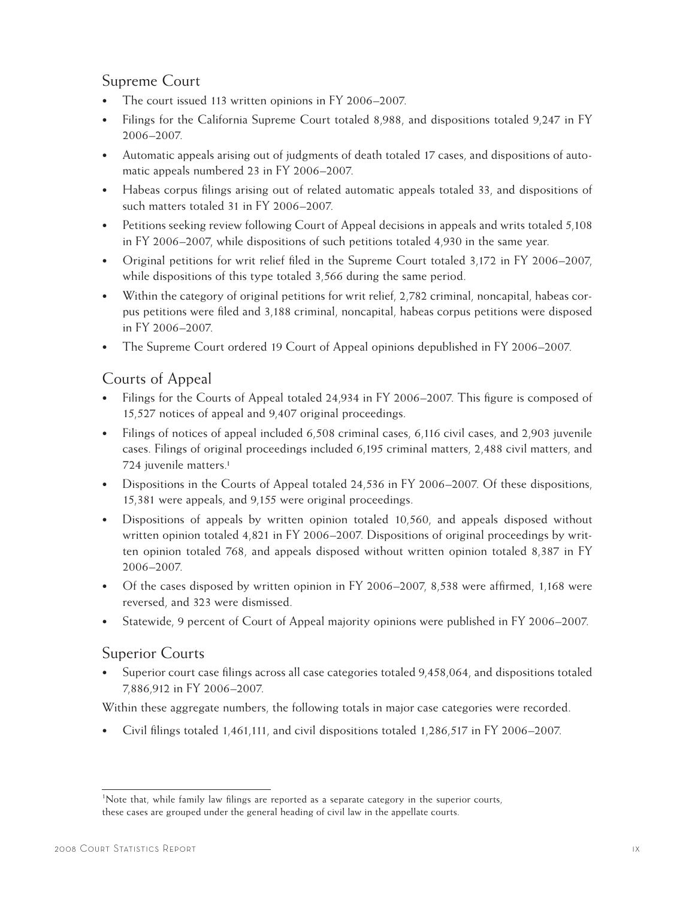## Supreme Court

- The court issued 113 written opinions in FY 2006–2007.
- Filings for the California Supreme Court totaled 8,988, and dispositions totaled 9,247 in FY 2006–2007.
- Automatic appeals arising out of judgments of death totaled 17 cases, and dispositions of automatic appeals numbered 23 in FY 2006–2007.
- Habeas corpus filings arising out of related automatic appeals totaled 33, and dispositions of such matters totaled 31 in FY 2006–2007.
- Petitions seeking review following Court of Appeal decisions in appeals and writs totaled 5,108 in FY 2006–2007, while dispositions of such petitions totaled 4,930 in the same year.
- Original petitions for writ relief filed in the Supreme Court totaled 3,172 in FY 2006–2007, while dispositions of this type totaled 3,566 during the same period.
- Within the category of original petitions for writ relief, 2,782 criminal, noncapital, habeas corpus petitions were filed and 3,188 criminal, noncapital, habeas corpus petitions were disposed in FY 2006–2007.
- The Supreme Court ordered 19 Court of Appeal opinions depublished in FY 2006–2007.

## Courts of Appeal

- Filings for the Courts of Appeal totaled 24,934 in FY 2006–2007. This figure is composed of 15,527 notices of appeal and 9,407 original proceedings.
- Filings of notices of appeal included 6,508 criminal cases, 6,116 civil cases, and 2,903 juvenile cases. Filings of original proceedings included 6,195 criminal matters, 2,488 civil matters, and 724 juvenile matters.[1]
- Dispositions in the Courts of Appeal totaled 24,536 in FY 2006–2007. Of these dispositions, 15,381 were appeals, and 9,155 were original proceedings.
- Dispositions of appeals by written opinion totaled 10,560, and appeals disposed without written opinion totaled 4,821 in FY 2006–2007. Dispositions of original proceedings by written opinion totaled 768, and appeals disposed without written opinion totaled 8,387 in FY 2006–2007.
- Of the cases disposed by written opinion in FY 2006–2007, 8,538 were affirmed, 1,168 were reversed, and 323 were dismissed.
- Statewide, 9 percent of Court of Appeal majority opinions were published in FY 2006–2007.

## Superior Courts

- Superior court case filings across all case categories totaled 9,458,064, and dispositions totaled 7,886,912 in FY 2006–2007.

Within these aggregate numbers, the following totals in major case categories were recorded.

- Civil filings totaled 1,461,111, and civil dispositions totaled 1,286,517 in FY 2006–2007.

---

[1]Note that, while family law filings are reported as a separate category in the superior courts, these cases are grouped under the general heading of civil law in the appellate courts.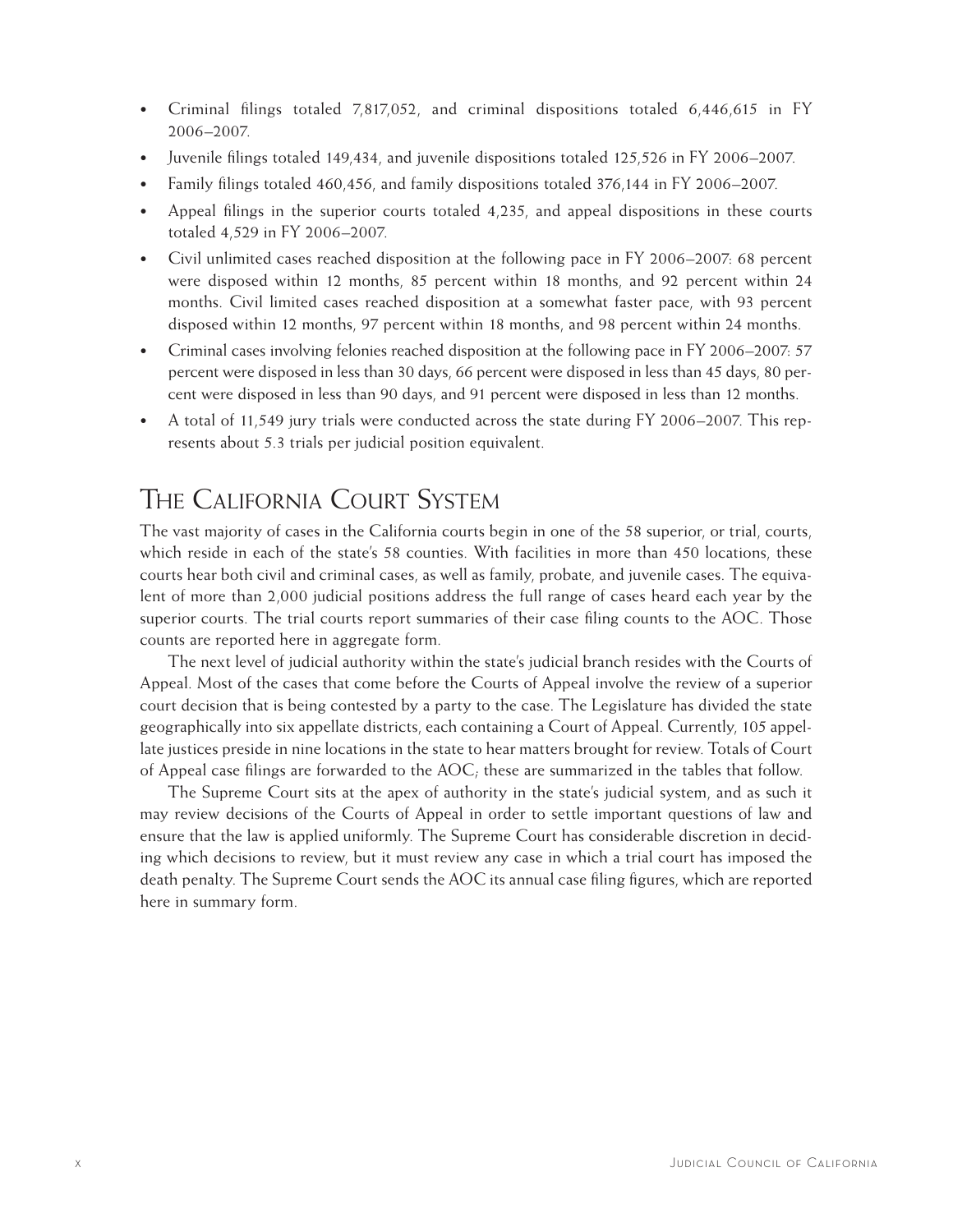- Criminal filings totaled 7,817,052, and criminal dispositions totaled 6,446,615 in FY 2006–2007.
- Juvenile filings totaled 149,434, and juvenile dispositions totaled 125,526 in FY 2006–2007.
- Family filings totaled 460,456, and family dispositions totaled 376,144 in FY 2006–2007.
- Appeal filings in the superior courts totaled 4,235, and appeal dispositions in these courts totaled 4,529 in FY 2006–2007.
- Civil unlimited cases reached disposition at the following pace in FY 2006–2007: 68 percent were disposed within 12 months, 85 percent within 18 months, and 92 percent within 24 months. Civil limited cases reached disposition at a somewhat faster pace, with 93 percent disposed within 12 months, 97 percent within 18 months, and 98 percent within 24 months.
- Criminal cases involving felonies reached disposition at the following pace in FY 2006–2007: 57 percent were disposed in less than 30 days, 66 percent were disposed in less than 45 days, 80 percent were disposed in less than 90 days, and 91 percent were disposed in less than 12 months.
- A total of 11,549 jury trials were conducted across the state during FY 2006–2007. This represents about 5.3 trials per judicial position equivalent.

## The California Court System

The vast majority of cases in the California courts begin in one of the 58 superior, or trial, courts, which reside in each of the state's 58 counties. With facilities in more than 450 locations, these courts hear both civil and criminal cases, as well as family, probate, and juvenile cases. The equivalent of more than 2,000 judicial positions address the full range of cases heard each year by the superior courts. The trial courts report summaries of their case filing counts to the AOC. Those counts are reported here in aggregate form.

The next level of judicial authority within the state's judicial branch resides with the Courts of Appeal. Most of the cases that come before the Courts of Appeal involve the review of a superior court decision that is being contested by a party to the case. The Legislature has divided the state geographically into six appellate districts, each containing a Court of Appeal. Currently, 105 appellate justices preside in nine locations in the state to hear matters brought for review. Totals of Court of Appeal case filings are forwarded to the AOC; these are summarized in the tables that follow.

The Supreme Court sits at the apex of authority in the state's judicial system, and as such it may review decisions of the Courts of Appeal in order to settle important questions of law and ensure that the law is applied uniformly. The Supreme Court has considerable discretion in deciding which decisions to review, but it must review any case in which a trial court has imposed the death penalty. The Supreme Court sends the AOC its annual case filing figures, which are reported here in summary form.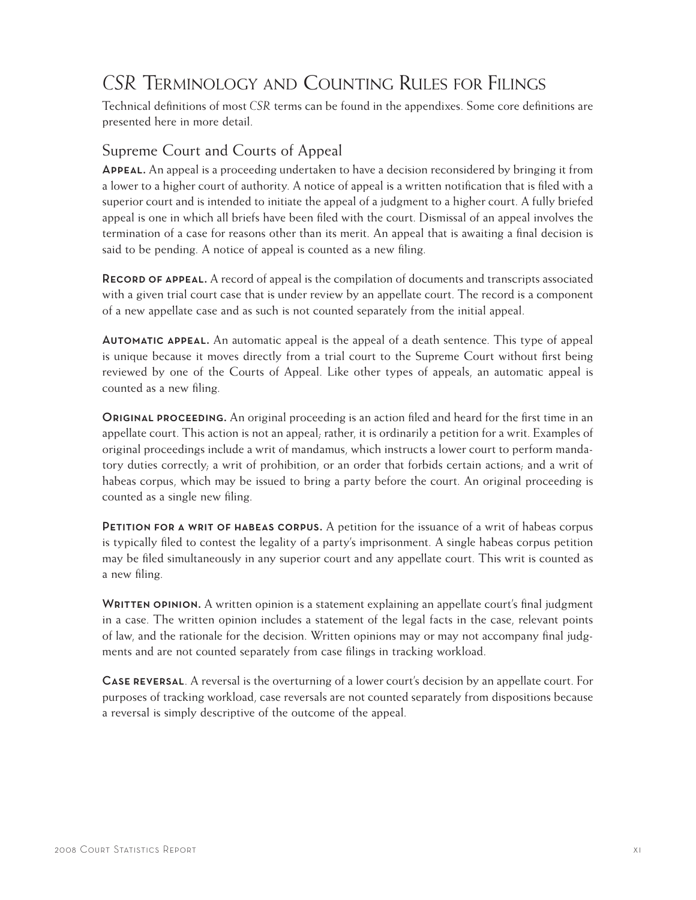# *CSR* Terminology and Counting Rules for Filings

Technical definitions of most *CSR* terms can be found in the appendixes. Some core definitions are presented here in more detail.

## Supreme Court and Courts of Appeal

**Appeal.** An appeal is a proceeding undertaken to have a decision reconsidered by bringing it from a lower to a higher court of authority. A notice of appeal is a written notification that is filed with a superior court and is intended to initiate the appeal of a judgment to a higher court. A fully briefed appeal is one in which all briefs have been filed with the court. Dismissal of an appeal involves the termination of a case for reasons other than its merit. An appeal that is awaiting a final decision is said to be pending. A notice of appeal is counted as a new filing.

**Record of appeal.** A record of appeal is the compilation of documents and transcripts associated with a given trial court case that is under review by an appellate court. The record is a component of a new appellate case and as such is not counted separately from the initial appeal.

**Automatic appeal.** An automatic appeal is the appeal of a death sentence. This type of appeal is unique because it moves directly from a trial court to the Supreme Court without first being reviewed by one of the Courts of Appeal. Like other types of appeals, an automatic appeal is counted as a new filing.

**Original proceeding.** An original proceeding is an action filed and heard for the first time in an appellate court. This action is not an appeal; rather, it is ordinarily a petition for a writ. Examples of original proceedings include a writ of mandamus, which instructs a lower court to perform mandatory duties correctly; a writ of prohibition, or an order that forbids certain actions; and a writ of habeas corpus, which may be issued to bring a party before the court. An original proceeding is counted as a single new filing.

**Petition for a writ of habeas corpus.** A petition for the issuance of a writ of habeas corpus is typically filed to contest the legality of a party's imprisonment. A single habeas corpus petition may be filed simultaneously in any superior court and any appellate court. This writ is counted as a new filing.

**Written opinion.** A written opinion is a statement explaining an appellate court's final judgment in a case. The written opinion includes a statement of the legal facts in the case, relevant points of law, and the rationale for the decision. Written opinions may or may not accompany final judgments and are not counted separately from case filings in tracking workload.

**Case reversal**. A reversal is the overturning of a lower court's decision by an appellate court. For purposes of tracking workload, case reversals are not counted separately from dispositions because a reversal is simply descriptive of the outcome of the appeal.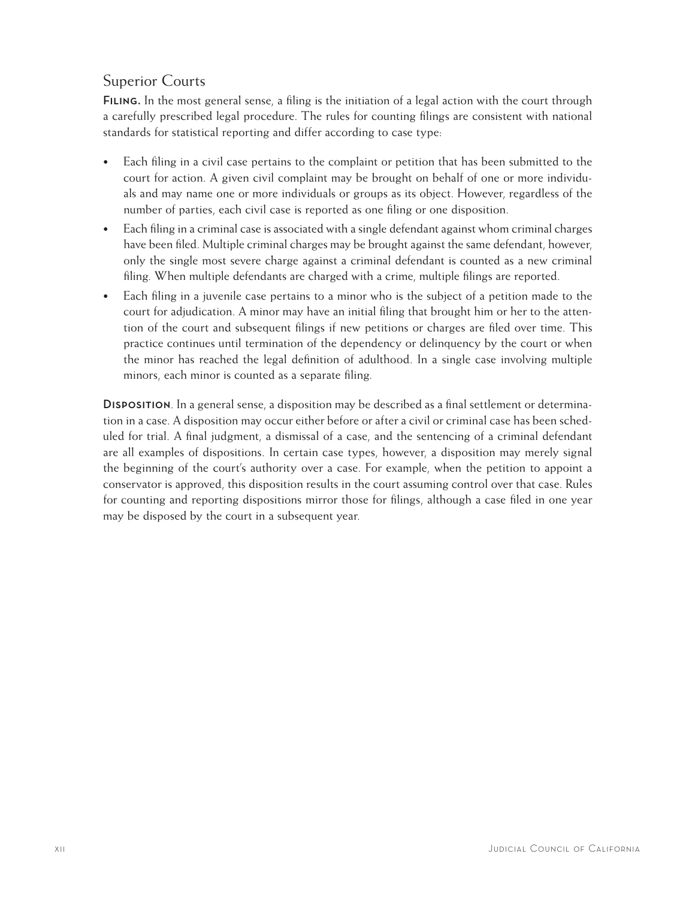## Superior Courts

**Filing.** In the most general sense, a filing is the initiation of a legal action with the court through a carefully prescribed legal procedure. The rules for counting filings are consistent with national standards for statistical reporting and differ according to case type:

- Each filing in a civil case pertains to the complaint or petition that has been submitted to the court for action. A given civil complaint may be brought on behalf of one or more individuals and may name one or more individuals or groups as its object. However, regardless of the number of parties, each civil case is reported as one filing or one disposition.
- Each filing in a criminal case is associated with a single defendant against whom criminal charges have been filed. Multiple criminal charges may be brought against the same defendant, however, only the single most severe charge against a criminal defendant is counted as a new criminal filing. When multiple defendants are charged with a crime, multiple filings are reported.
- Each filing in a juvenile case pertains to a minor who is the subject of a petition made to the court for adjudication. A minor may have an initial filing that brought him or her to the attention of the court and subsequent filings if new petitions or charges are filed over time. This practice continues until termination of the dependency or delinquency by the court or when the minor has reached the legal definition of adulthood. In a single case involving multiple minors, each minor is counted as a separate filing.

**Disposition**. In a general sense, a disposition may be described as a final settlement or determination in a case. A disposition may occur either before or after a civil or criminal case has been scheduled for trial. A final judgment, a dismissal of a case, and the sentencing of a criminal defendant are all examples of dispositions. In certain case types, however, a disposition may merely signal the beginning of the court's authority over a case. For example, when the petition to appoint a conservator is approved, this disposition results in the court assuming control over that case. Rules for counting and reporting dispositions mirror those for filings, although a case filed in one year may be disposed by the court in a subsequent year.